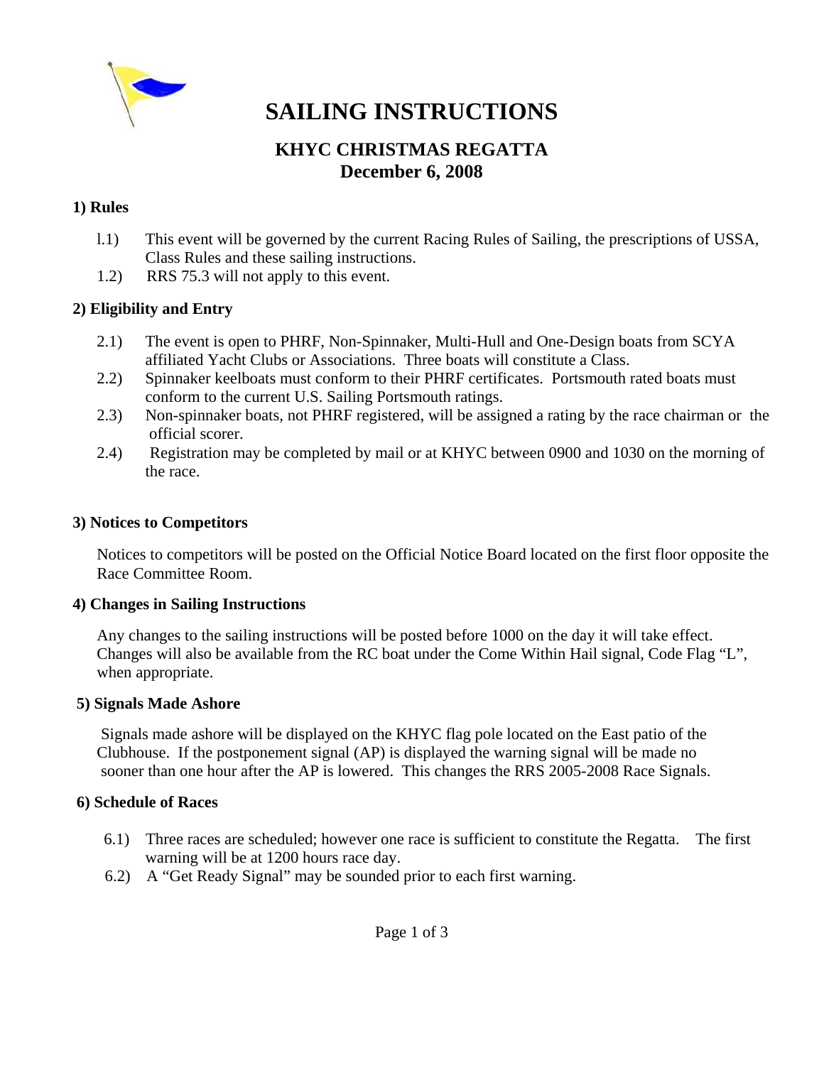# SAILING INSTRUCTIONS

## KHYC CHRISTMAS REGATTA
## December 6, 2008

### 1) Rules

l.1) This event will be governed by the current Racing Rules of Sailing, the prescriptions of USSA, Class Rules and these sailing instructions.

1.2) RRS 75.3 will not apply to this event.

### 2) Eligibility and Entry

2.1) The event is open to PHRF, Non-Spinnaker, Multi-Hull and One-Design boats from SCYA affiliated Yacht Clubs or Associations. Three boats will constitute a Class.

2.2) Spinnaker keelboats must conform to their PHRF certificates. Portsmouth rated boats must conform to the current U.S. Sailing Portsmouth ratings.

2.3) Non-spinnaker boats, not PHRF registered, will be assigned a rating by the race chairman or the official scorer.

2.4) Registration may be completed by mail or at KHYC between 0900 and 1030 on the morning of the race.

### 3) Notices to Competitors

Notices to competitors will be posted on the Official Notice Board located on the first floor opposite the Race Committee Room.

### 4) Changes in Sailing Instructions

Any changes to the sailing instructions will be posted before 1000 on the day it will take effect. Changes will also be available from the RC boat under the Come Within Hail signal, Code Flag "L", when appropriate.

### 5) Signals Made Ashore

Signals made ashore will be displayed on the KHYC flag pole located on the East patio of the Clubhouse. If the postponement signal (AP) is displayed the warning signal will be made no sooner than one hour after the AP is lowered. This changes the RRS 2005-2008 Race Signals.

### 6) Schedule of Races

6.1) Three races are scheduled; however one race is sufficient to constitute the Regatta. The first warning will be at 1200 hours race day.

6.2) A "Get Ready Signal" may be sounded prior to each first warning.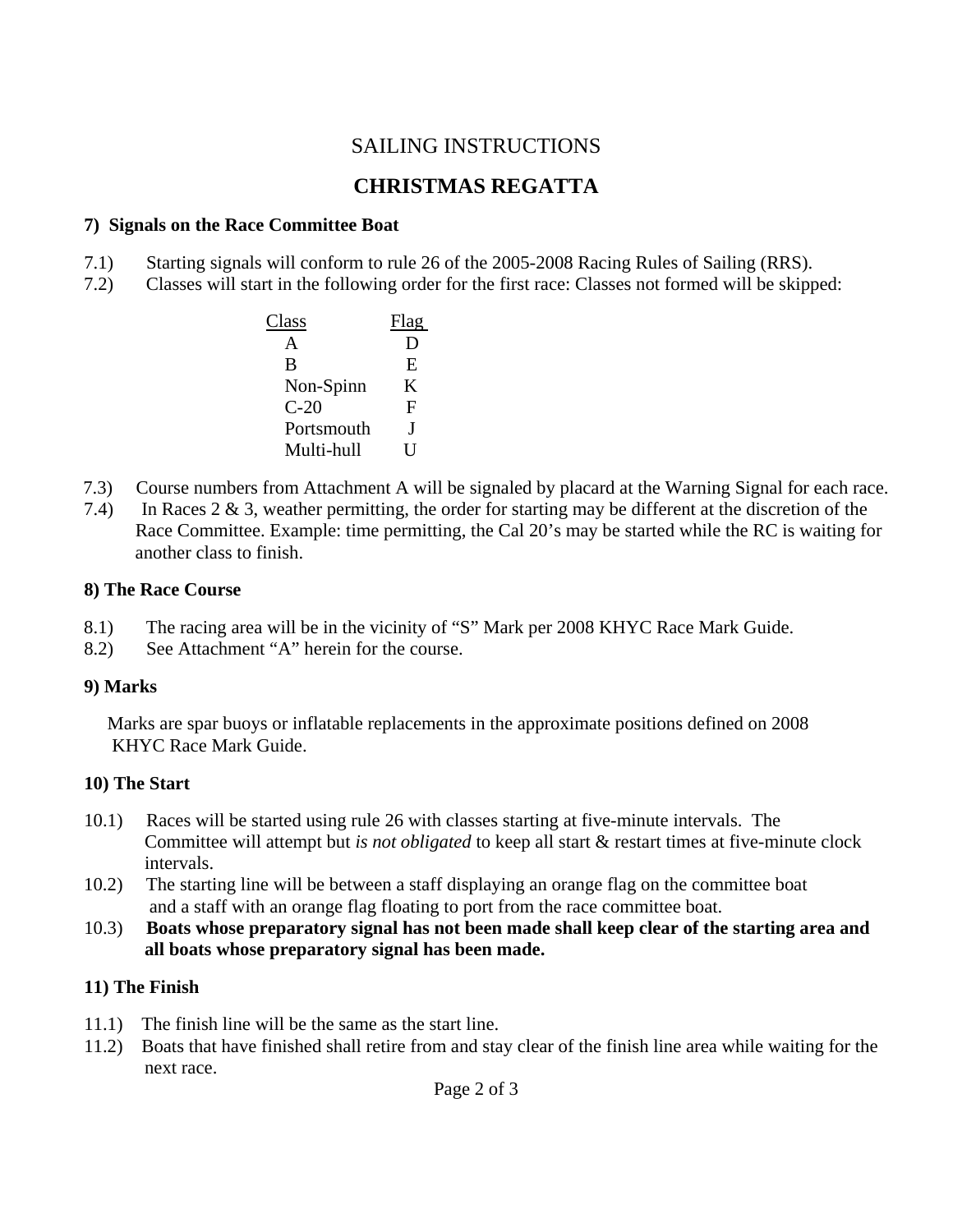# SAILING INSTRUCTIONS

# CHRISTMAS REGATTA

**7) Signals on the Race Committee Boat**

7.1) Starting signals will conform to rule 26 of the 2005-2008 Racing Rules of Sailing (RRS).

7.2) Classes will start in the following order for the first race: Classes not formed will be skipped:

| Class | Flag |
|---|---|
| A | D |
| B | E |
| Non-Spinn | K |
| C-20 | F |
| Portsmouth | J |
| Multi-hull | U |

7.3) Course numbers from Attachment A will be signaled by placard at the Warning Signal for each race.

7.4) In Races 2 & 3, weather permitting, the order for starting may be different at the discretion of the Race Committee. Example: time permitting, the Cal 20's may be started while the RC is waiting for another class to finish.

**8) The Race Course**

8.1) The racing area will be in the vicinity of "S" Mark per 2008 KHYC Race Mark Guide.

8.2) See Attachment "A" herein for the course.

**9) Marks**

Marks are spar buoys or inflatable replacements in the approximate positions defined on 2008 KHYC Race Mark Guide.

**10) The Start**

10.1) Races will be started using rule 26 with classes starting at five-minute intervals. The Committee will attempt but *is not obligated* to keep all start & restart times at five-minute clock intervals.

10.2) The starting line will be between a staff displaying an orange flag on the committee boat and a staff with an orange flag floating to port from the race committee boat.

10.3) **Boats whose preparatory signal has not been made shall keep clear of the starting area and all boats whose preparatory signal has been made.**

**11) The Finish**

11.1) The finish line will be the same as the start line.

11.2) Boats that have finished shall retire from and stay clear of the finish line area while waiting for the next race.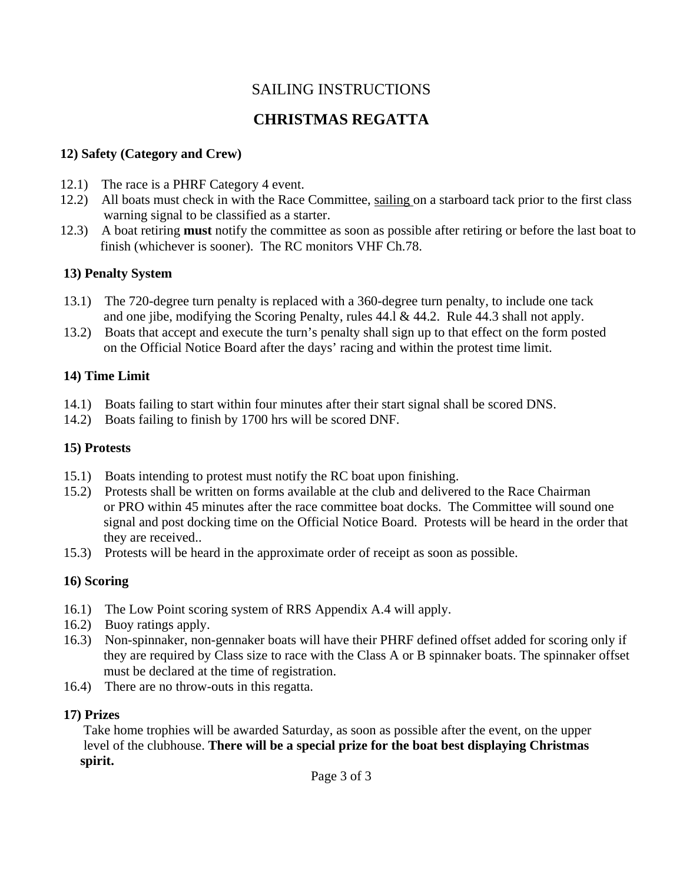# SAILING INSTRUCTIONS

# CHRISTMAS REGATTA

### 12) Safety (Category and Crew)

12.1) The race is a PHRF Category 4 event.

12.2) All boats must check in with the Race Committee, sailing on a starboard tack prior to the first class warning signal to be classified as a starter.

12.3) A boat retiring **must** notify the committee as soon as possible after retiring or before the last boat to finish (whichever is sooner). The RC monitors VHF Ch.78.

### 13) Penalty System

13.1) The 720-degree turn penalty is replaced with a 360-degree turn penalty, to include one tack and one jibe, modifying the Scoring Penalty, rules 44.l & 44.2. Rule 44.3 shall not apply.

13.2) Boats that accept and execute the turn's penalty shall sign up to that effect on the form posted on the Official Notice Board after the days' racing and within the protest time limit.

### 14) Time Limit

14.1) Boats failing to start within four minutes after their start signal shall be scored DNS.

14.2) Boats failing to finish by 1700 hrs will be scored DNF.

### 15) Protests

15.1) Boats intending to protest must notify the RC boat upon finishing.

15.2) Protests shall be written on forms available at the club and delivered to the Race Chairman or PRO within 45 minutes after the race committee boat docks. The Committee will sound one signal and post docking time on the Official Notice Board. Protests will be heard in the order that they are received..

15.3) Protests will be heard in the approximate order of receipt as soon as possible.

### 16) Scoring

16.1) The Low Point scoring system of RRS Appendix A.4 will apply.

16.2) Buoy ratings apply.

16.3) Non-spinnaker, non-gennaker boats will have their PHRF defined offset added for scoring only if they are required by Class size to race with the Class A or B spinnaker boats. The spinnaker offset must be declared at the time of registration.

16.4) There are no throw-outs in this regatta.

### 17) Prizes

Take home trophies will be awarded Saturday, as soon as possible after the event, on the upper level of the clubhouse. **There will be a special prize for the boat best displaying Christmas spirit.**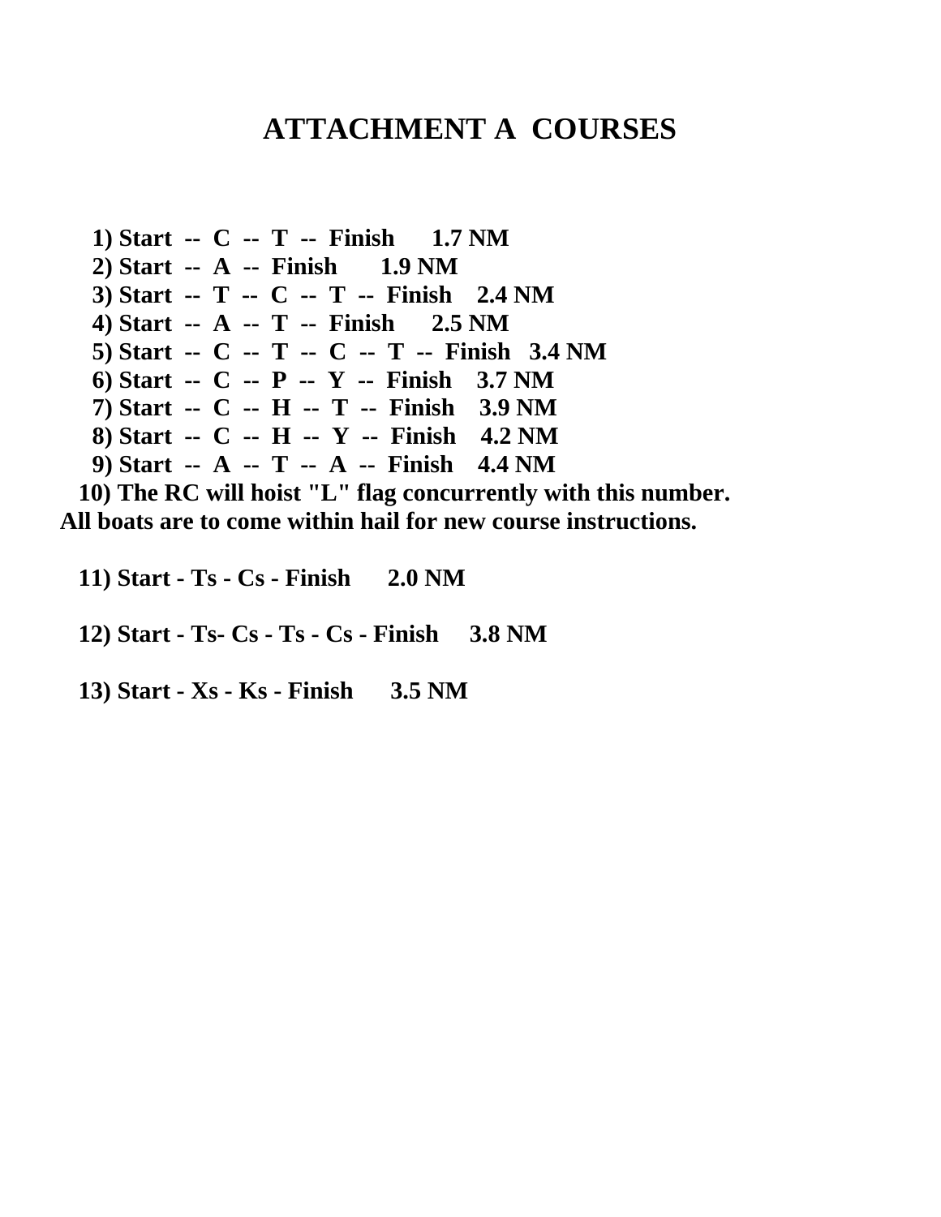# ATTACHMENT A COURSES

**1) Start -- C -- T -- Finish 1.7 NM**
**2) Start -- A -- Finish 1.9 NM**
**3) Start -- T -- C -- T -- Finish 2.4 NM**
**4) Start -- A -- T -- Finish 2.5 NM**
**5) Start -- C -- T -- C -- T -- Finish 3.4 NM**
**6) Start -- C -- P -- Y -- Finish 3.7 NM**
**7) Start -- C -- H -- T -- Finish 3.9 NM**
**8) Start -- C -- H -- Y -- Finish 4.2 NM**
**9) Start -- A -- T -- A -- Finish 4.4 NM**
**10) The RC will hoist "L" flag concurrently with this number. All boats are to come within hail for new course instructions.**

**11) Start - Ts - Cs - Finish 2.0 NM**

**12) Start - Ts- Cs - Ts - Cs - Finish 3.8 NM**

**13) Start - Xs - Ks - Finish 3.5 NM**